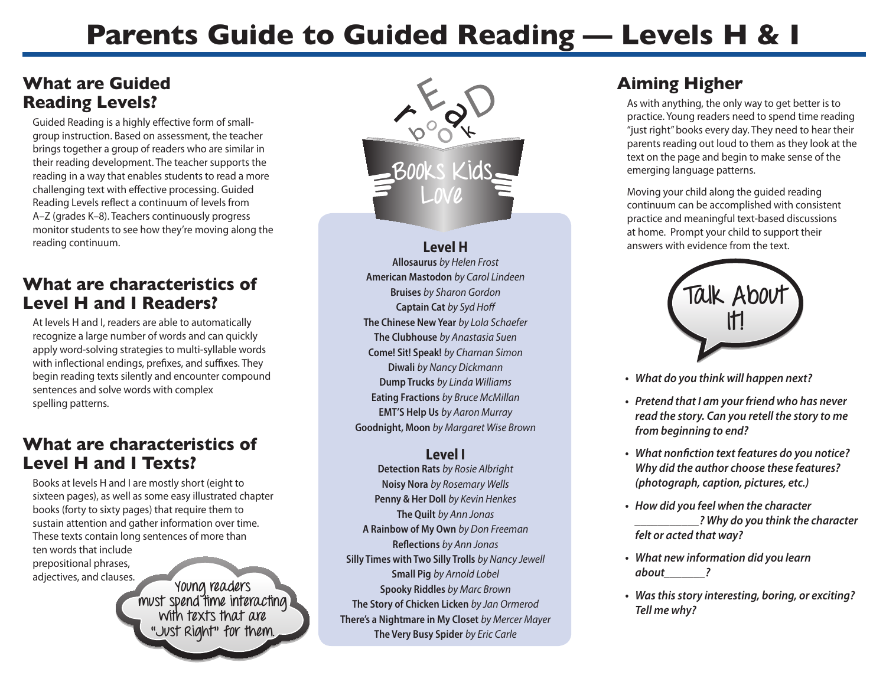# Parents Guide to Guided Reading — Levels H & I

## What are Guided Reading Levels?

Guided Reading is a highly effective form of small-group instruction. Based on assessment, the teacher brings together a group of readers who are similar in their reading development. The teacher supports the reading in a way that enables students to read a more challenging text with effective processing. Guided Reading Levels reflect a continuum of levels from A–Z (grades K–8). Teachers continuously progress monitor students to see how they're moving along the reading continuum.

## What are characteristics of Level H and I Readers?

At levels H and I, readers are able to automatically recognize a large number of words and can quickly apply word-solving strategies to multi-syllable words with inflectional endings, prefixes, and suffixes. They begin reading texts silently and encounter compound sentences and solve words with complex spelling patterns.

## What are characteristics of Level H and I Texts?

Books at levels H and I are mostly short (eight to sixteen pages), as well as some easy illustrated chapter books (forty to sixty pages) that require them to sustain attention and gather information over time. These texts contain long sentences of more than ten words that include prepositional phrases, adjectives, and clauses.

Young readers must spend time interacting with texts that are "Just Right" for them.

read book

Books Kids Love

### Level H

**Allosaurus** *by Helen Frost*
**American Mastodon** *by Carol Lindeen*
**Bruises** *by Sharon Gordon*
**Captain Cat** *by Syd Hoff*
**The Chinese New Year** *by Lola Schaefer*
**The Clubhouse** *by Anastasia Suen*
**Come! Sit! Speak!** *by Charnan Simon*
**Diwali** *by Nancy Dickmann*
**Dump Trucks** *by Linda Williams*
**Eating Fractions** *by Bruce McMillan*
**EMT'S Help Us** *by Aaron Murray*
**Goodnight, Moon** *by Margaret Wise Brown*

### Level I

**Detection Rats** *by Rosie Albright*
**Noisy Nora** *by Rosemary Wells*
**Penny & Her Doll** *by Kevin Henkes*
**The Quilt** *by Ann Jonas*
**A Rainbow of My Own** *by Don Freeman*
**Reflections** *by Ann Jonas*
**Silly Times with Two Silly Trolls** *by Nancy Jewell*
**Small Pig** *by Arnold Lobel*
**Spooky Riddles** *by Marc Brown*
**The Story of Chicken Licken** *by Jan Ormerod*
**There's a Nightmare in My Closet** *by Mercer Mayer*
**The Very Busy Spider** *by Eric Carle*

## Aiming Higher

As with anything, the only way to get better is to practice. Young readers need to spend time reading "just right" books every day. They need to hear their parents reading out loud to them as they look at the text on the page and begin to make sense of the emerging language patterns.

Moving your child along the guided reading continuum can be accomplished with consistent practice and meaningful text-based discussions at home. Prompt your child to support their answers with evidence from the text.

Talk About It!

- ***What do you think will happen next?***
- ***Pretend that I am your friend who has never read the story. Can you retell the story to me from beginning to end?***
- ***What nonfiction text features do you notice? Why did the author choose these features? (photograph, caption, pictures, etc.)***
- ***How did you feel when the character ___________? Why do you think the character felt or acted that way?***
- ***What new information did you learn about_______?***
- ***Was this story interesting, boring, or exciting? Tell me why?***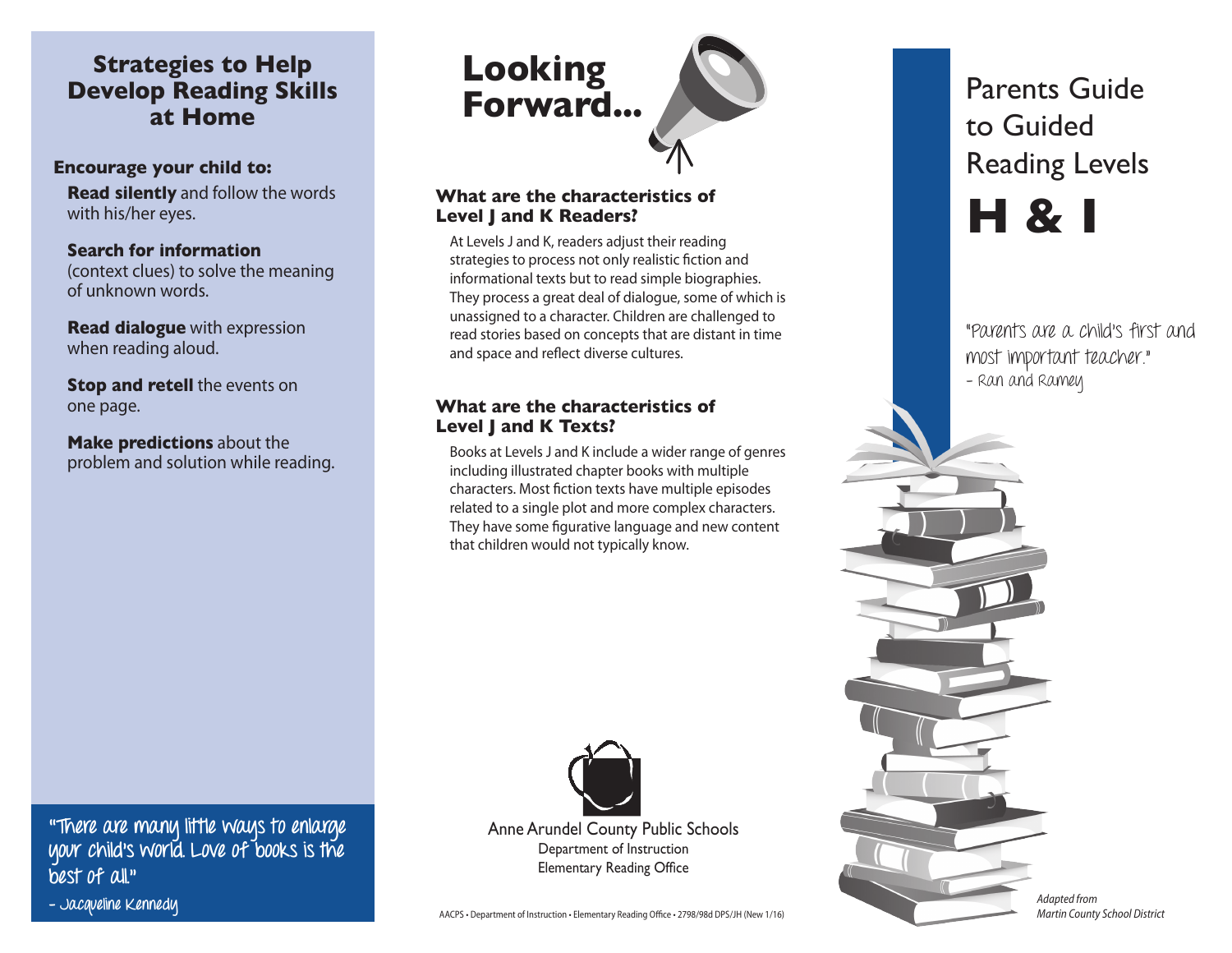## Strategies to Help Develop Reading Skills at Home

**Encourage your child to:**

**Read silently** and follow the words with his/her eyes.

**Search for information** (context clues) to solve the meaning of unknown words.

**Read dialogue** with expression when reading aloud.

**Stop and retell** the events on one page.

**Make predictions** about the problem and solution while reading.

"There are many little ways to enlarge your child's world. Love of books is the best of all."
- Jacqueline Kennedy

# Looking Forward...

### What are the characteristics of Level J and K Readers?

At Levels J and K, readers adjust their reading strategies to process not only realistic fiction and informational texts but to read simple biographies. They process a great deal of dialogue, some of which is unassigned to a character. Children are challenged to read stories based on concepts that are distant in time and space and reflect diverse cultures.

### What are the characteristics of Level J and K Texts?

Books at Levels J and K include a wider range of genres including illustrated chapter books with multiple characters. Most fiction texts have multiple episodes related to a single plot and more complex characters. They have some figurative language and new content that children would not typically know.

Anne Arundel County Public Schools
Department of Instruction
Elementary Reading Office

AACPS • Department of Instruction • Elementary Reading Office • 2798/98d DPS/JH (New 1/16)

# Parents Guide to Guided Reading Levels

# H & I

"Parents are a child's first and most important teacher."
- Ran and Ramey

*Adapted from Martin County School District*